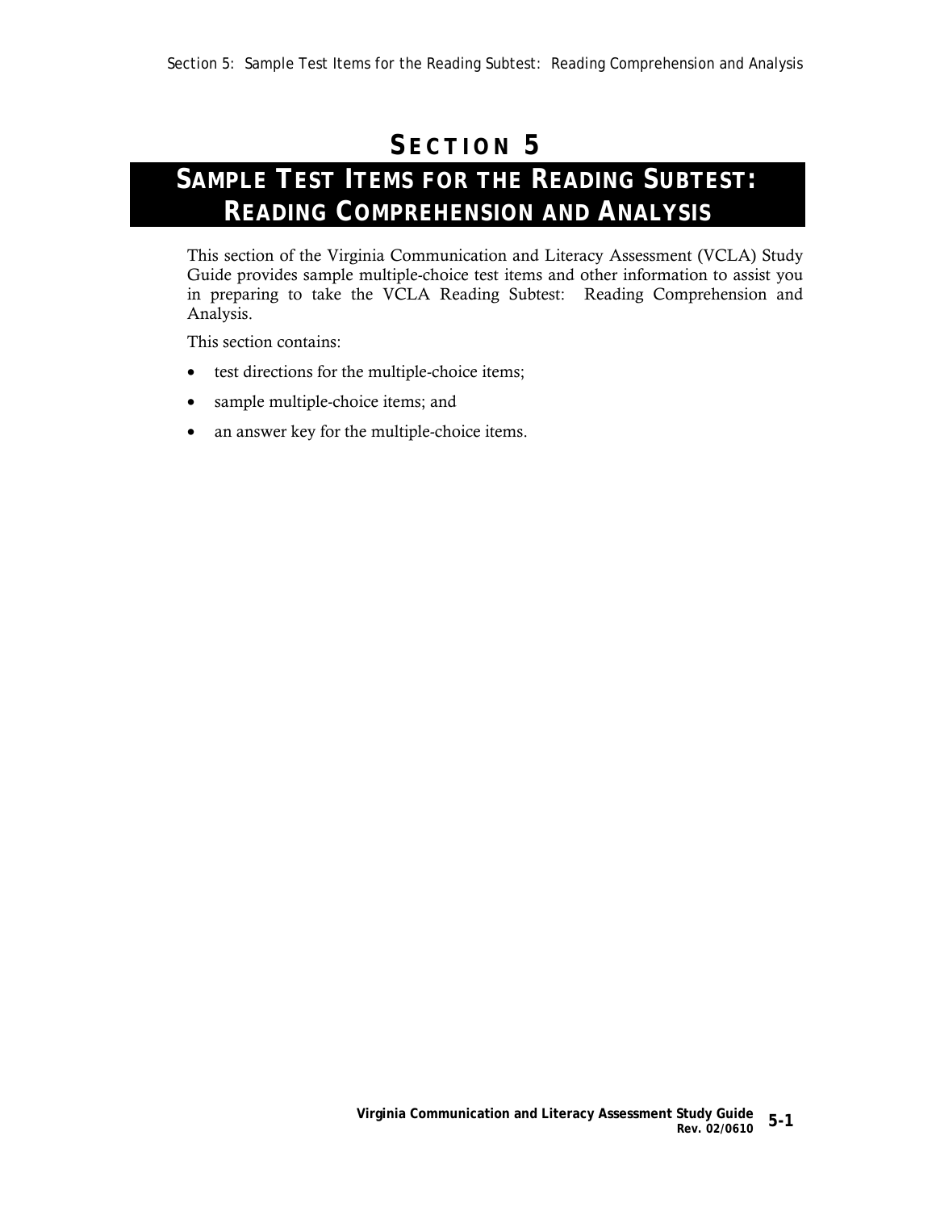# SECTION 5

## SAMPLE TEST ITEMS FOR THE READING SUBTEST: READING COMPREHENSION AND ANALYSIS

This section of the Virginia Communication and Literacy Assessment (VCLA) Study Guide provides sample multiple-choice test items and other information to assist you in preparing to take the VCLA Reading Subtest: Reading Comprehension and Analysis.

This section contains:

- test directions for the multiple-choice items;
- sample multiple-choice items; and
- an answer key for the multiple-choice items.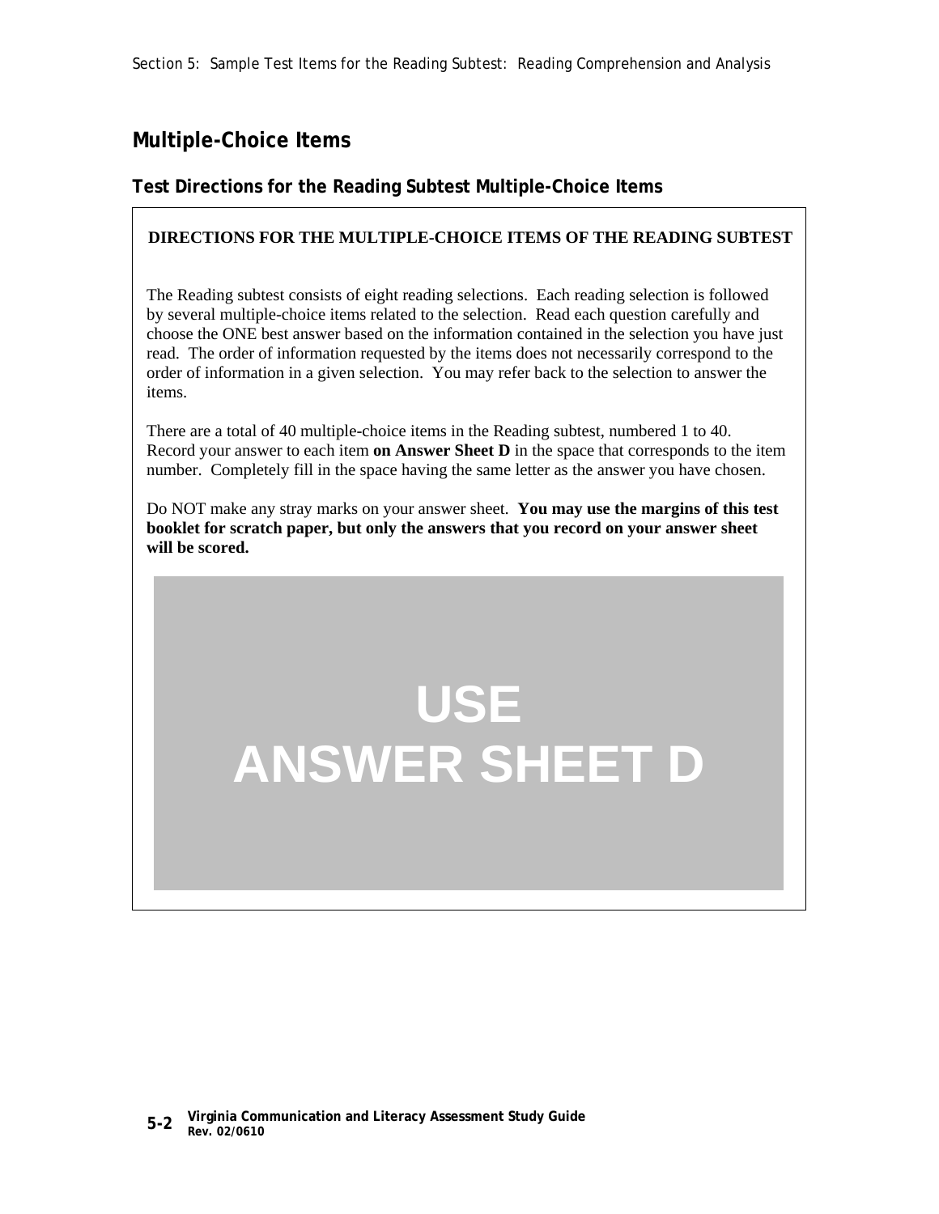## Multiple-Choice Items

### Test Directions for the Reading Subtest Multiple-Choice Items

**DIRECTIONS FOR THE MULTIPLE-CHOICE ITEMS OF THE READING SUBTEST**

The Reading subtest consists of eight reading selections. Each reading selection is followed by several multiple-choice items related to the selection. Read each question carefully and choose the ONE best answer based on the information contained in the selection you have just read. The order of information requested by the items does not necessarily correspond to the order of information in a given selection. You may refer back to the selection to answer the items.

There are a total of 40 multiple-choice items in the Reading subtest, numbered 1 to 40. Record your answer to each item **on Answer Sheet D** in the space that corresponds to the item number. Completely fill in the space having the same letter as the answer you have chosen.

Do NOT make any stray marks on your answer sheet. **You may use the margins of this test booklet for scratch paper, but only the answers that you record on your answer sheet will be scored.**

**USE**
**ANSWER SHEET D**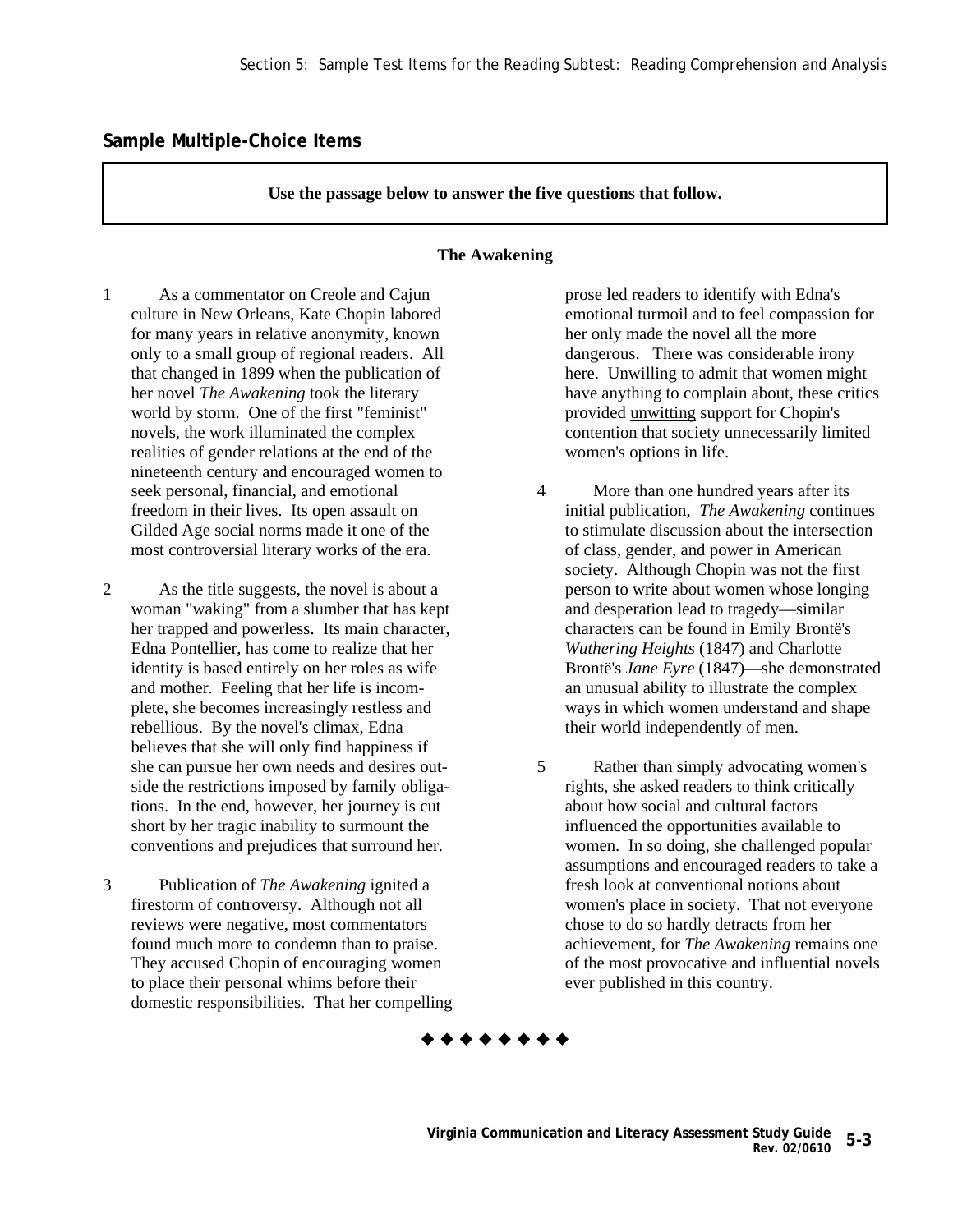## Sample Multiple-Choice Items

**Use the passage below to answer the five questions that follow.**

### The Awakening

1 As a commentator on Creole and Cajun culture in New Orleans, Kate Chopin labored for many years in relative anonymity, known only to a small group of regional readers. All that changed in 1899 when the publication of her novel *The Awakening* took the literary world by storm. One of the first "feminist" novels, the work illuminated the complex realities of gender relations at the end of the nineteenth century and encouraged women to seek personal, financial, and emotional freedom in their lives. Its open assault on Gilded Age social norms made it one of the most controversial literary works of the era.

2 As the title suggests, the novel is about a woman "waking" from a slumber that has kept her trapped and powerless. Its main character, Edna Pontellier, has come to realize that her identity is based entirely on her roles as wife and mother. Feeling that her life is incomplete, she becomes increasingly restless and rebellious. By the novel's climax, Edna believes that she will only find happiness if she can pursue her own needs and desires outside the restrictions imposed by family obligations. In the end, however, her journey is cut short by her tragic inability to surmount the conventions and prejudices that surround her.

3 Publication of *The Awakening* ignited a firestorm of controversy. Although not all reviews were negative, most commentators found much more to condemn than to praise. They accused Chopin of encouraging women to place their personal whims before their domestic responsibilities. That her compelling prose led readers to identify with Edna's emotional turmoil and to feel compassion for her only made the novel all the more dangerous. There was considerable irony here. Unwilling to admit that women might have anything to complain about, these critics provided <u>unwitting</u> support for Chopin's contention that society unnecessarily limited women's options in life.

4 More than one hundred years after its initial publication, *The Awakening* continues to stimulate discussion about the intersection of class, gender, and power in American society. Although Chopin was not the first person to write about women whose longing and desperation lead to tragedy—similar characters can be found in Emily Brontë's *Wuthering Heights* (1847) and Charlotte Brontë's *Jane Eyre* (1847)—she demonstrated an unusual ability to illustrate the complex ways in which women understand and shape their world independently of men.

5 Rather than simply advocating women's rights, she asked readers to think critically about how social and cultural factors influenced the opportunities available to women. In so doing, she challenged popular assumptions and encouraged readers to take a fresh look at conventional notions about women's place in society. That not everyone chose to do so hardly detracts from her achievement, for *The Awakening* remains one of the most provocative and influential novels ever published in this country.

◆ ◆ ◆ ◆ ◆ ◆ ◆ ◆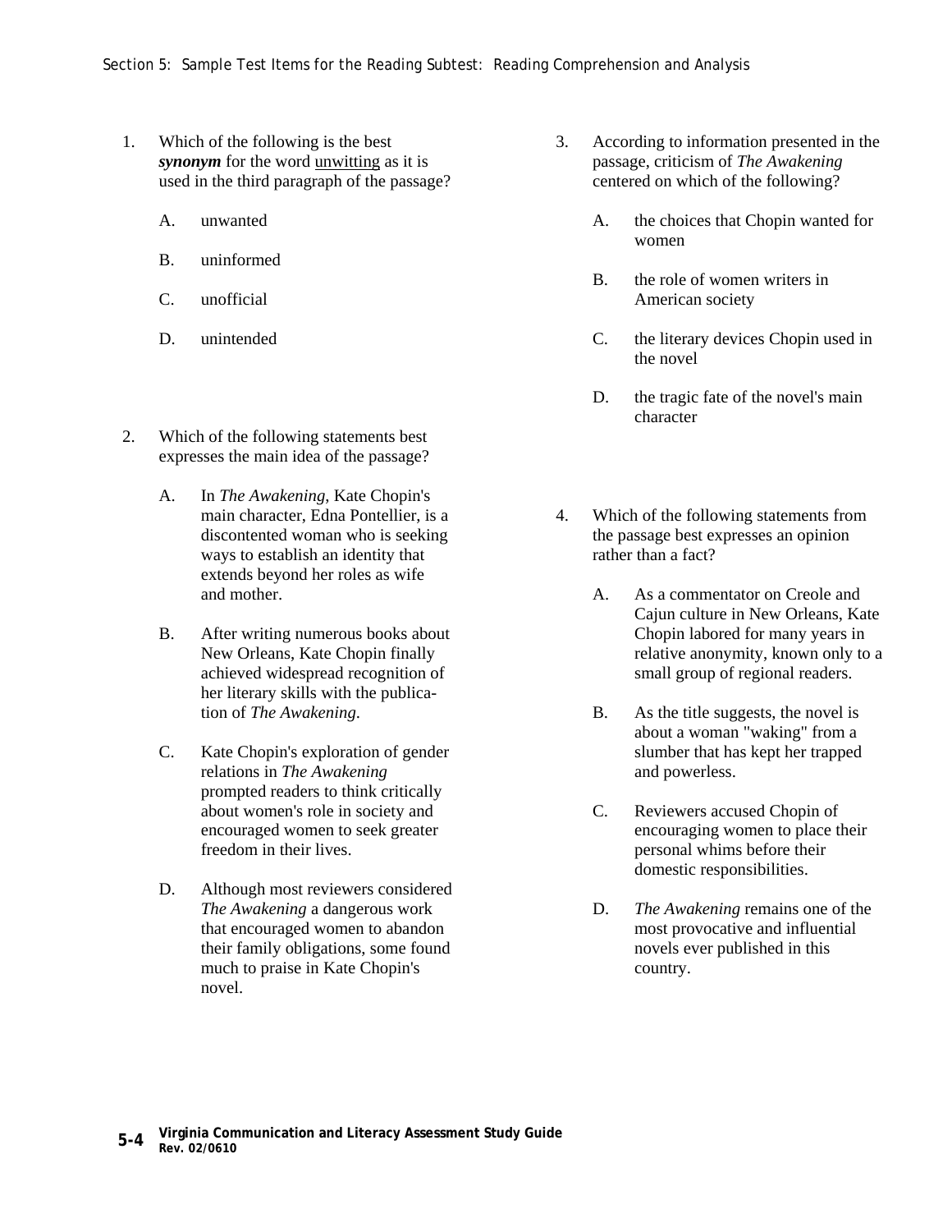1. Which of the following is the best ***synonym*** for the word <u>unwitting</u> as it is used in the third paragraph of the passage?

   A. unwanted

   B. uninformed

   C. unofficial

   D. unintended

2. Which of the following statements best expresses the main idea of the passage?

   A. In *The Awakening*, Kate Chopin's main character, Edna Pontellier, is a discontented woman who is seeking ways to establish an identity that extends beyond her roles as wife and mother.

   B. After writing numerous books about New Orleans, Kate Chopin finally achieved widespread recognition of her literary skills with the publication of *The Awakening*.

   C. Kate Chopin's exploration of gender relations in *The Awakening* prompted readers to think critically about women's role in society and encouraged women to seek greater freedom in their lives.

   D. Although most reviewers considered *The Awakening* a dangerous work that encouraged women to abandon their family obligations, some found much to praise in Kate Chopin's novel.

3. According to information presented in the passage, criticism of *The Awakening* centered on which of the following?

   A. the choices that Chopin wanted for women

   B. the role of women writers in American society

   C. the literary devices Chopin used in the novel

   D. the tragic fate of the novel's main character

4. Which of the following statements from the passage best expresses an opinion rather than a fact?

   A. As a commentator on Creole and Cajun culture in New Orleans, Kate Chopin labored for many years in relative anonymity, known only to a small group of regional readers.

   B. As the title suggests, the novel is about a woman "waking" from a slumber that has kept her trapped and powerless.

   C. Reviewers accused Chopin of encouraging women to place their personal whims before their domestic responsibilities.

   D. *The Awakening* remains one of the most provocative and influential novels ever published in this country.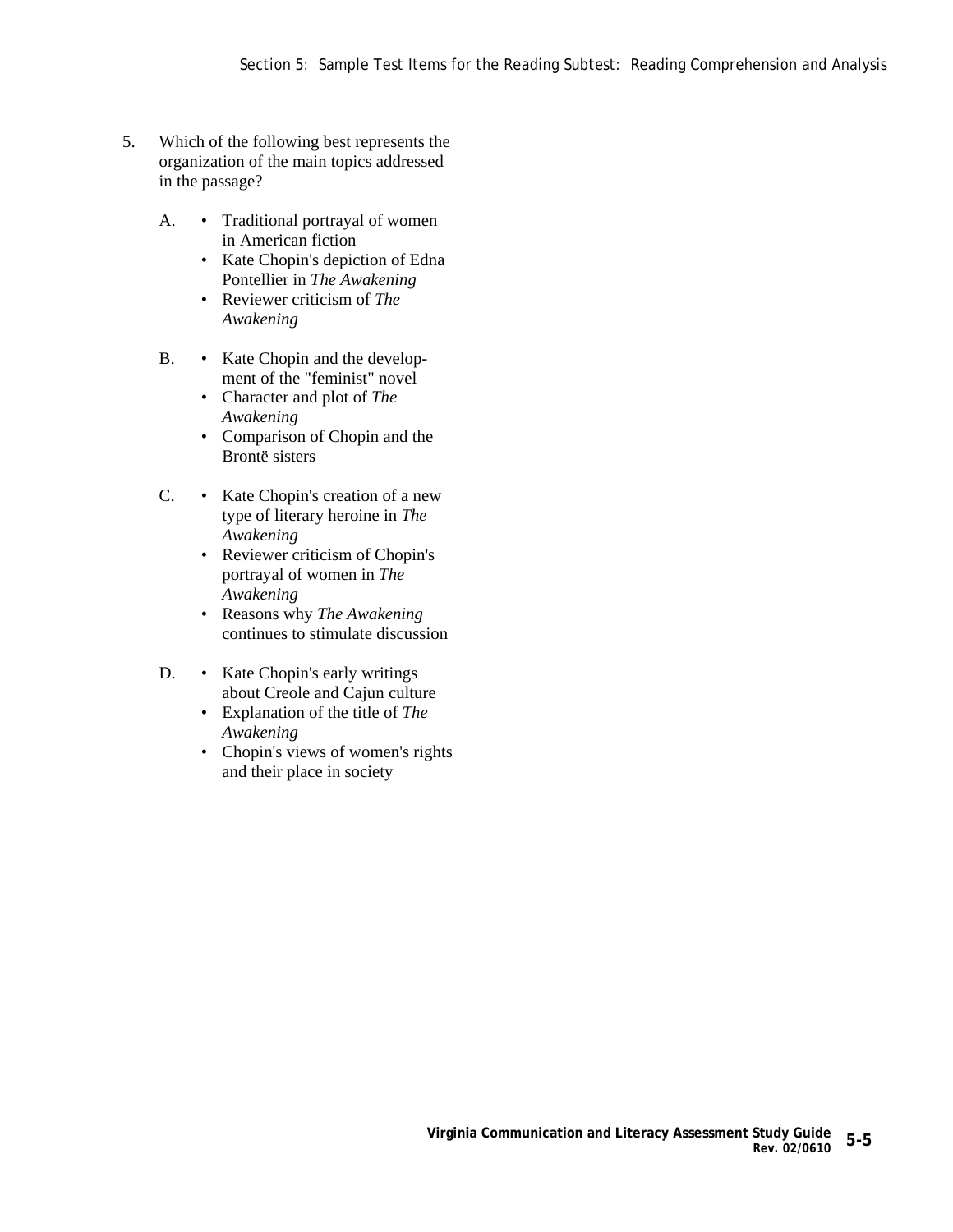5. Which of the following best represents the organization of the main topics addressed in the passage?

   A. 
      - Traditional portrayal of women in American fiction
      - Kate Chopin's depiction of Edna Pontellier in *The Awakening*
      - Reviewer criticism of *The Awakening*

   B. 
      - Kate Chopin and the development of the "feminist" novel
      - Character and plot of *The Awakening*
      - Comparison of Chopin and the Brontë sisters

   C. 
      - Kate Chopin's creation of a new type of literary heroine in *The Awakening*
      - Reviewer criticism of Chopin's portrayal of women in *The Awakening*
      - Reasons why *The Awakening* continues to stimulate discussion

   D. 
      - Kate Chopin's early writings about Creole and Cajun culture
      - Explanation of the title of *The Awakening*
      - Chopin's views of women's rights and their place in society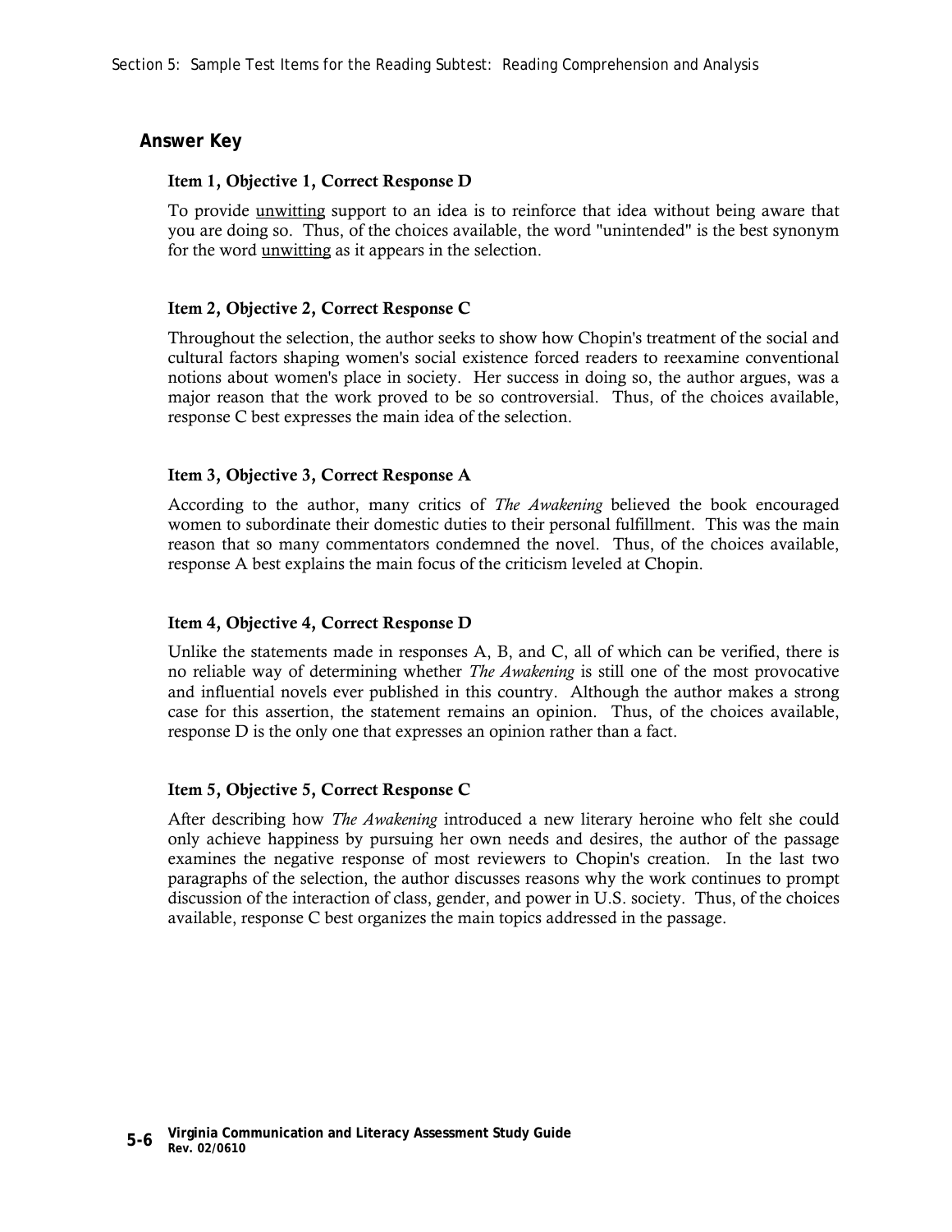## Answer Key

### Item 1, Objective 1, Correct Response D

To provide unwitting support to an idea is to reinforce that idea without being aware that you are doing so. Thus, of the choices available, the word "unintended" is the best synonym for the word unwitting as it appears in the selection.

### Item 2, Objective 2, Correct Response C

Throughout the selection, the author seeks to show how Chopin's treatment of the social and cultural factors shaping women's social existence forced readers to reexamine conventional notions about women's place in society. Her success in doing so, the author argues, was a major reason that the work proved to be so controversial. Thus, of the choices available, response C best expresses the main idea of the selection.

### Item 3, Objective 3, Correct Response A

According to the author, many critics of *The Awakening* believed the book encouraged women to subordinate their domestic duties to their personal fulfillment. This was the main reason that so many commentators condemned the novel. Thus, of the choices available, response A best explains the main focus of the criticism leveled at Chopin.

### Item 4, Objective 4, Correct Response D

Unlike the statements made in responses A, B, and C, all of which can be verified, there is no reliable way of determining whether *The Awakening* is still one of the most provocative and influential novels ever published in this country. Although the author makes a strong case for this assertion, the statement remains an opinion. Thus, of the choices available, response D is the only one that expresses an opinion rather than a fact.

### Item 5, Objective 5, Correct Response C

After describing how *The Awakening* introduced a new literary heroine who felt she could only achieve happiness by pursuing her own needs and desires, the author of the passage examines the negative response of most reviewers to Chopin's creation. In the last two paragraphs of the selection, the author discusses reasons why the work continues to prompt discussion of the interaction of class, gender, and power in U.S. society. Thus, of the choices available, response C best organizes the main topics addressed in the passage.